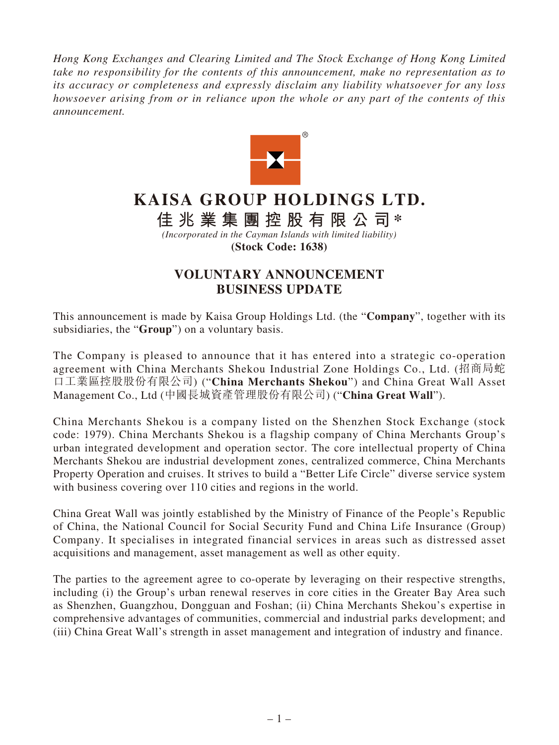*Hong Kong Exchanges and Clearing Limited and The Stock Exchange of Hong Kong Limited take no responsibility for the contents of this announcement, make no representation as to its accuracy or completeness and expressly disclaim any liability whatsoever for any loss howsoever arising from or in reliance upon the whole or any part of the contents of this announcement.*

# KAISA GROUP HOLDINGS LTD.

# 佳兆業集團控股有限公司*

*(Incorporated in the Cayman Islands with limited liability)*

**(Stock Code: 1638)**

## VOLUNTARY ANNOUNCEMENT BUSINESS UPDATE

This announcement is made by Kaisa Group Holdings Ltd. (the "**Company**", together with its subsidiaries, the "**Group**") on a voluntary basis.

The Company is pleased to announce that it has entered into a strategic co-operation agreement with China Merchants Shekou Industrial Zone Holdings Co., Ltd. (招商局蛇口工業區控股股份有限公司) ("**China Merchants Shekou**") and China Great Wall Asset Management Co., Ltd (中國長城資產管理股份有限公司) ("**China Great Wall**").

China Merchants Shekou is a company listed on the Shenzhen Stock Exchange (stock code: 1979). China Merchants Shekou is a flagship company of China Merchants Group's urban integrated development and operation sector. The core intellectual property of China Merchants Shekou are industrial development zones, centralized commerce, China Merchants Property Operation and cruises. It strives to build a "Better Life Circle" diverse service system with business covering over 110 cities and regions in the world.

China Great Wall was jointly established by the Ministry of Finance of the People's Republic of China, the National Council for Social Security Fund and China Life Insurance (Group) Company. It specialises in integrated financial services in areas such as distressed asset acquisitions and management, asset management as well as other equity.

The parties to the agreement agree to co-operate by leveraging on their respective strengths, including (i) the Group's urban renewal reserves in core cities in the Greater Bay Area such as Shenzhen, Guangzhou, Dongguan and Foshan; (ii) China Merchants Shekou's expertise in comprehensive advantages of communities, commercial and industrial parks development; and (iii) China Great Wall's strength in asset management and integration of industry and finance.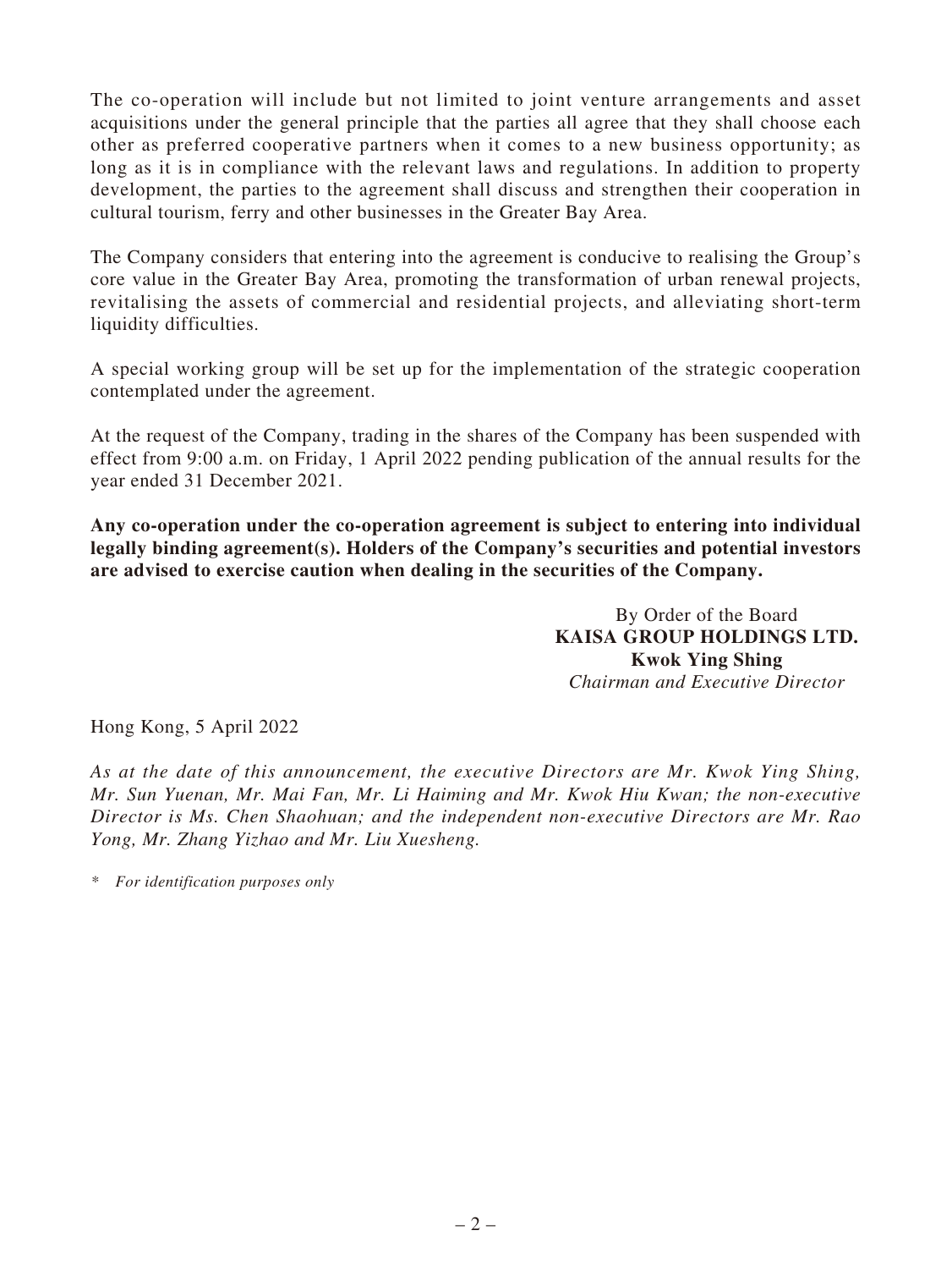The co-operation will include but not limited to joint venture arrangements and asset acquisitions under the general principle that the parties all agree that they shall choose each other as preferred cooperative partners when it comes to a new business opportunity; as long as it is in compliance with the relevant laws and regulations. In addition to property development, the parties to the agreement shall discuss and strengthen their cooperation in cultural tourism, ferry and other businesses in the Greater Bay Area.

The Company considers that entering into the agreement is conducive to realising the Group's core value in the Greater Bay Area, promoting the transformation of urban renewal projects, revitalising the assets of commercial and residential projects, and alleviating short-term liquidity difficulties.

A special working group will be set up for the implementation of the strategic cooperation contemplated under the agreement.

At the request of the Company, trading in the shares of the Company has been suspended with effect from 9:00 a.m. on Friday, 1 April 2022 pending publication of the annual results for the year ended 31 December 2021.

**Any co-operation under the co-operation agreement is subject to entering into individual legally binding agreement(s). Holders of the Company's securities and potential investors are advised to exercise caution when dealing in the securities of the Company.**

By Order of the Board
**KAISA GROUP HOLDINGS LTD.**
**Kwok Ying Shing**
*Chairman and Executive Director*

Hong Kong, 5 April 2022

*As at the date of this announcement, the executive Directors are Mr. Kwok Ying Shing, Mr. Sun Yuenan, Mr. Mai Fan, Mr. Li Haiming and Mr. Kwok Hiu Kwan; the non-executive Director is Ms. Chen Shaohuan; and the independent non-executive Directors are Mr. Rao Yong, Mr. Zhang Yizhao and Mr. Liu Xuesheng.*

\* *For identification purposes only*